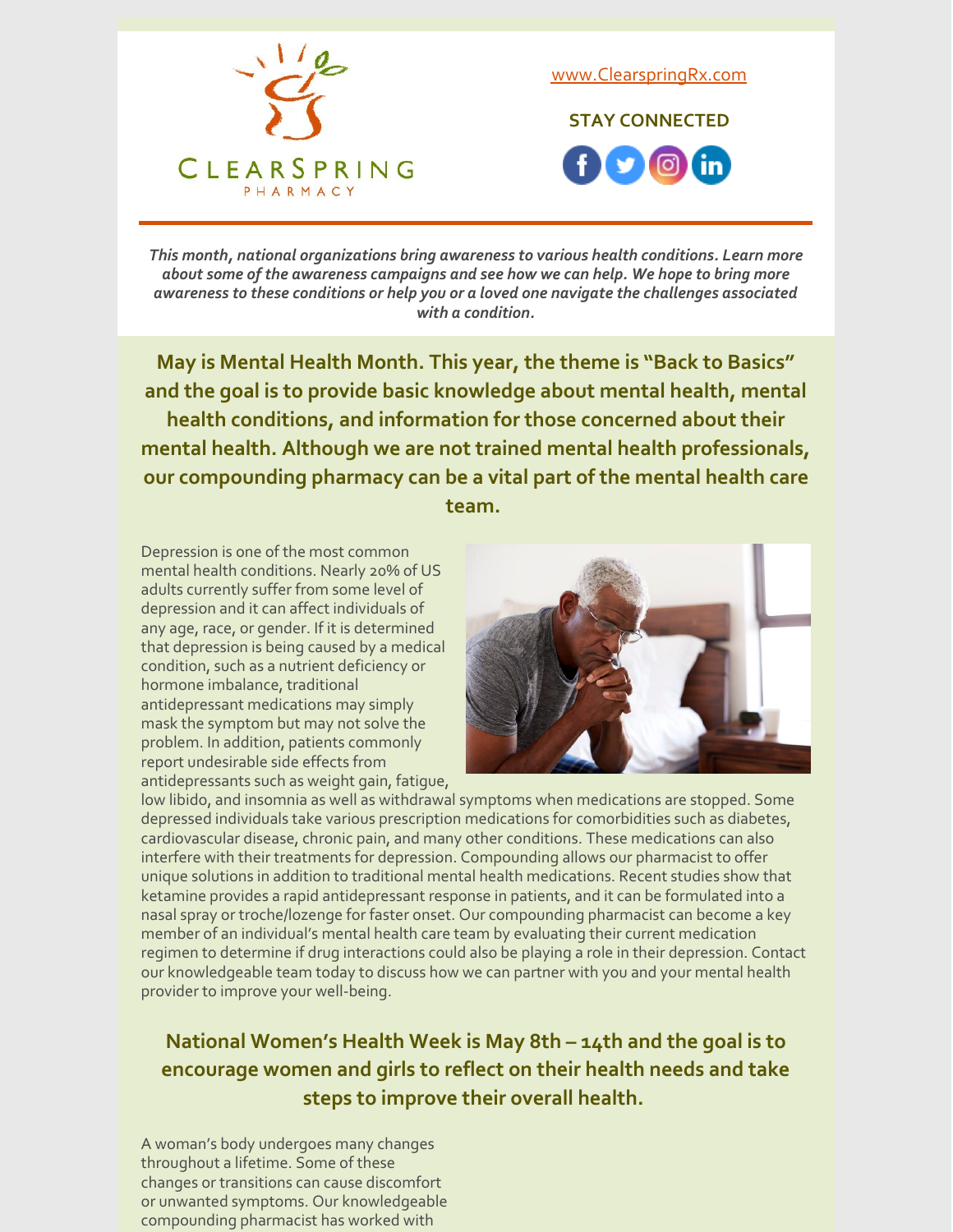CLEARSPRING PHARMACY

www.ClearspringRx.com

**STAY CONNECTED**

*This month, national organizations bring awareness to various health conditions. Learn more about some of the awareness campaigns and see how we can help. We hope to bring more awareness to these conditions or help you or a loved one navigate the challenges associated with a condition.*

## May is Mental Health Month. This year, the theme is "Back to Basics" and the goal is to provide basic knowledge about mental health, mental health conditions, and information for those concerned about their mental health. Although we are not trained mental health professionals, our compounding pharmacy can be a vital part of the mental health care team.

Depression is one of the most common mental health conditions. Nearly 20% of US adults currently suffer from some level of depression and it can affect individuals of any age, race, or gender. If it is determined that depression is being caused by a medical condition, such as a nutrient deficiency or hormone imbalance, traditional antidepressant medications may simply mask the symptom but may not solve the problem. In addition, patients commonly report undesirable side effects from antidepressants such as weight gain, fatigue, low libido, and insomnia as well as withdrawal symptoms when medications are stopped. Some depressed individuals take various prescription medications for comorbidities such as diabetes, cardiovascular disease, chronic pain, and many other conditions. These medications can also interfere with their treatments for depression. Compounding allows our pharmacist to offer unique solutions in addition to traditional mental health medications. Recent studies show that ketamine provides a rapid antidepressant response in patients, and it can be formulated into a nasal spray or troche/lozenge for faster onset. Our compounding pharmacist can become a key member of an individual's mental health care team by evaluating their current medication regimen to determine if drug interactions could also be playing a role in their depression. Contact our knowledgeable team today to discuss how we can partner with you and your mental health provider to improve your well-being.

## National Women's Health Week is May 8th – 14th and the goal is to encourage women and girls to reflect on their health needs and take steps to improve their overall health.

A woman's body undergoes many changes throughout a lifetime. Some of these changes or transitions can cause discomfort or unwanted symptoms. Our knowledgeable compounding pharmacist has worked with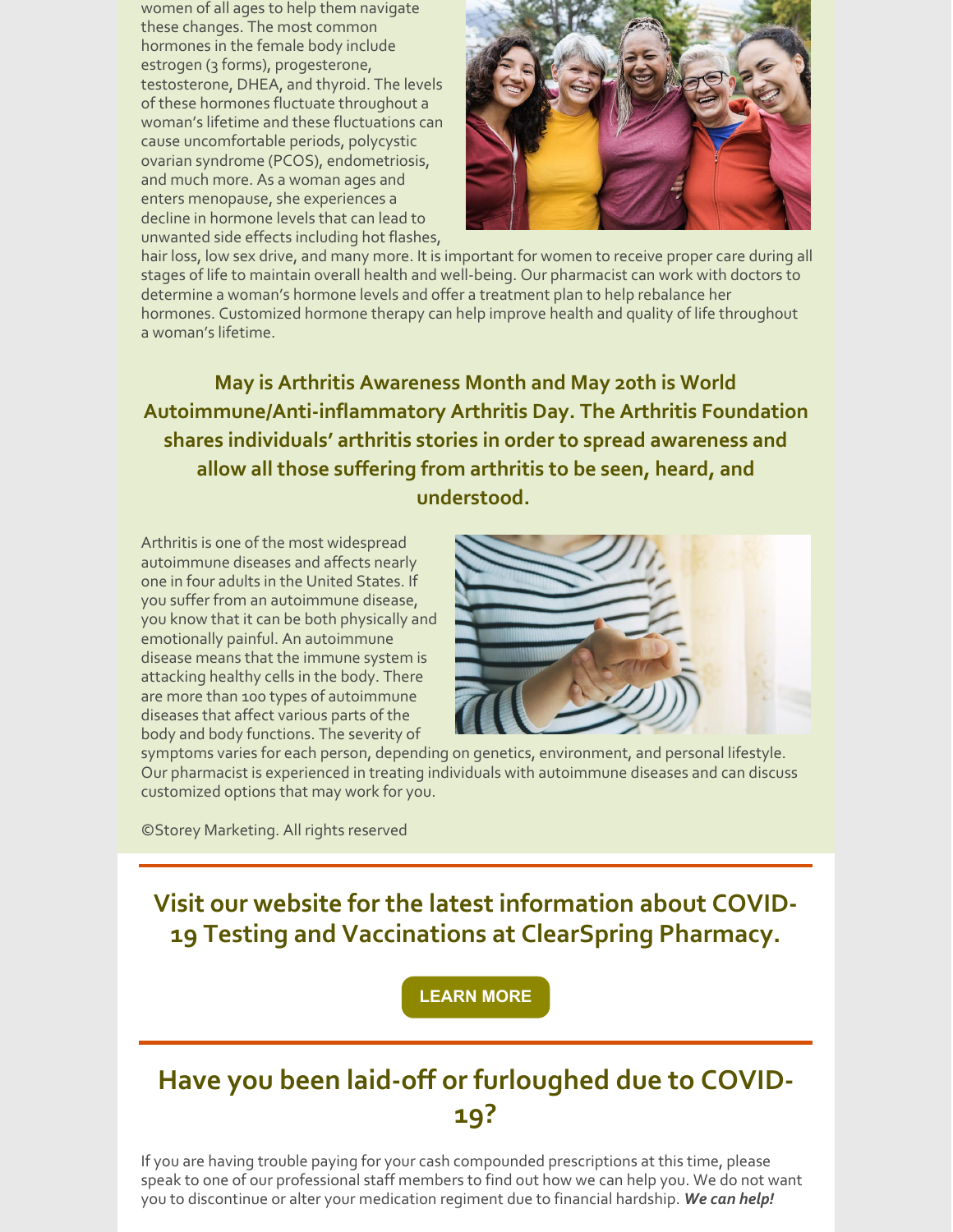women of all ages to help them navigate these changes. The most common hormones in the female body include estrogen (3 forms), progesterone, testosterone, DHEA, and thyroid. The levels of these hormones fluctuate throughout a woman's lifetime and these fluctuations can cause uncomfortable periods, polycystic ovarian syndrome (PCOS), endometriosis, and much more. As a woman ages and enters menopause, she experiences a decline in hormone levels that can lead to unwanted side effects including hot flashes, hair loss, low sex drive, and many more. It is important for women to receive proper care during all stages of life to maintain overall health and well-being. Our pharmacist can work with doctors to determine a woman's hormone levels and offer a treatment plan to help rebalance her hormones. Customized hormone therapy can help improve health and quality of life throughout a woman's lifetime.

**May is Arthritis Awareness Month and May 20th is World Autoimmune/Anti-inflammatory Arthritis Day. The Arthritis Foundation shares individuals' arthritis stories in order to spread awareness and allow all those suffering from arthritis to be seen, heard, and understood.**

Arthritis is one of the most widespread autoimmune diseases and affects nearly one in four adults in the United States. If you suffer from an autoimmune disease, you know that it can be both physically and emotionally painful. An autoimmune disease means that the immune system is attacking healthy cells in the body. There are more than 100 types of autoimmune diseases that affect various parts of the body and body functions. The severity of symptoms varies for each person, depending on genetics, environment, and personal lifestyle. Our pharmacist is experienced in treating individuals with autoimmune diseases and can discuss customized options that may work for you.

©Storey Marketing. All rights reserved

## Visit our website for the latest information about COVID-19 Testing and Vaccinations at ClearSpring Pharmacy.

LEARN MORE

## Have you been laid-off or furloughed due to COVID-19?

If you are having trouble paying for your cash compounded prescriptions at this time, please speak to one of our professional staff members to find out how we can help you. We do not want you to discontinue or alter your medication regiment due to financial hardship. ***We can help!***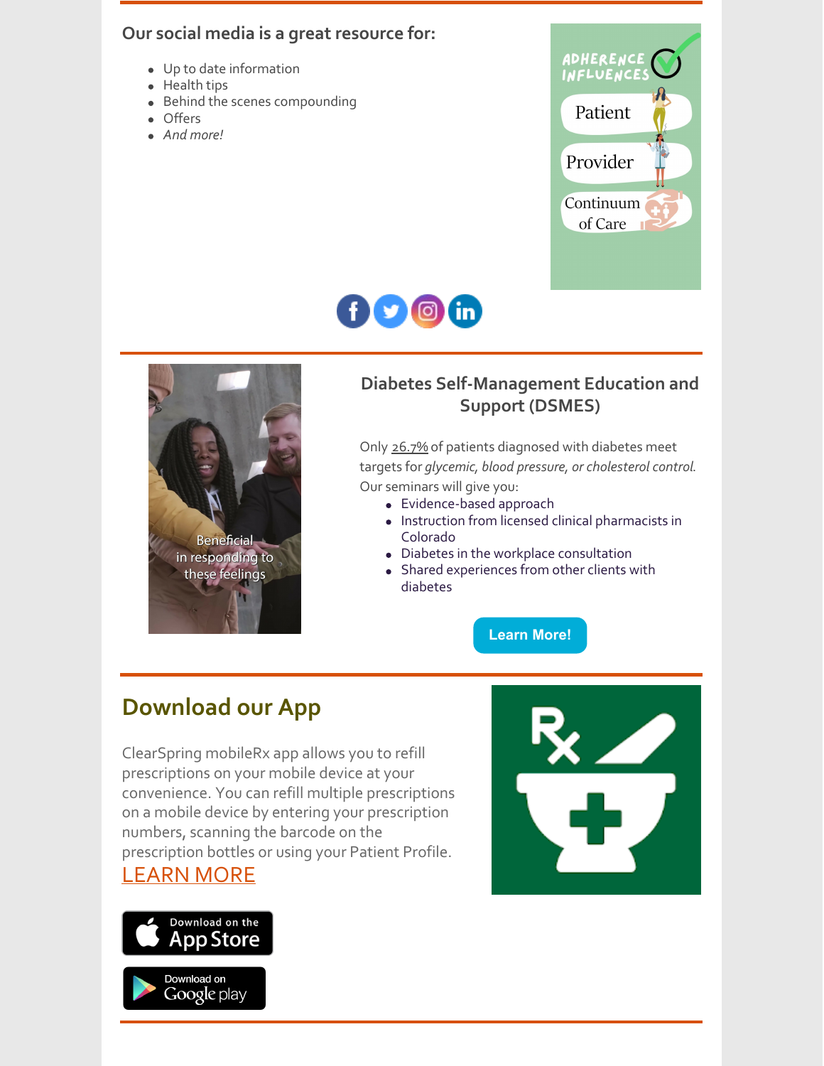### Our social media is a great resource for:

- Up to date information
- Health tips
- Behind the scenes compounding
- Offers
- *And more!*

ADHERENCE INFLUENCES

Patient

Provider

Continuum of Care

---

Beneficial in responding to these feelings

### Diabetes Self-Management Education and Support (DSMES)

Only 26.7% of patients diagnosed with diabetes meet targets for *glycemic, blood pressure, or cholesterol control*. Our seminars will give you:

- Evidence-based approach
- Instruction from licensed clinical pharmacists in Colorado
- Diabetes in the workplace consultation
- Shared experiences from other clients with diabetes

Learn More!

---

## Download our App

ClearSpring mobileRx app allows you to refill prescriptions on your mobile device at your convenience. You can refill multiple prescriptions on a mobile device by entering your prescription numbers, scanning the barcode on the prescription bottles or using your Patient Profile.

LEARN MORE

Download on the App Store

Download on Google play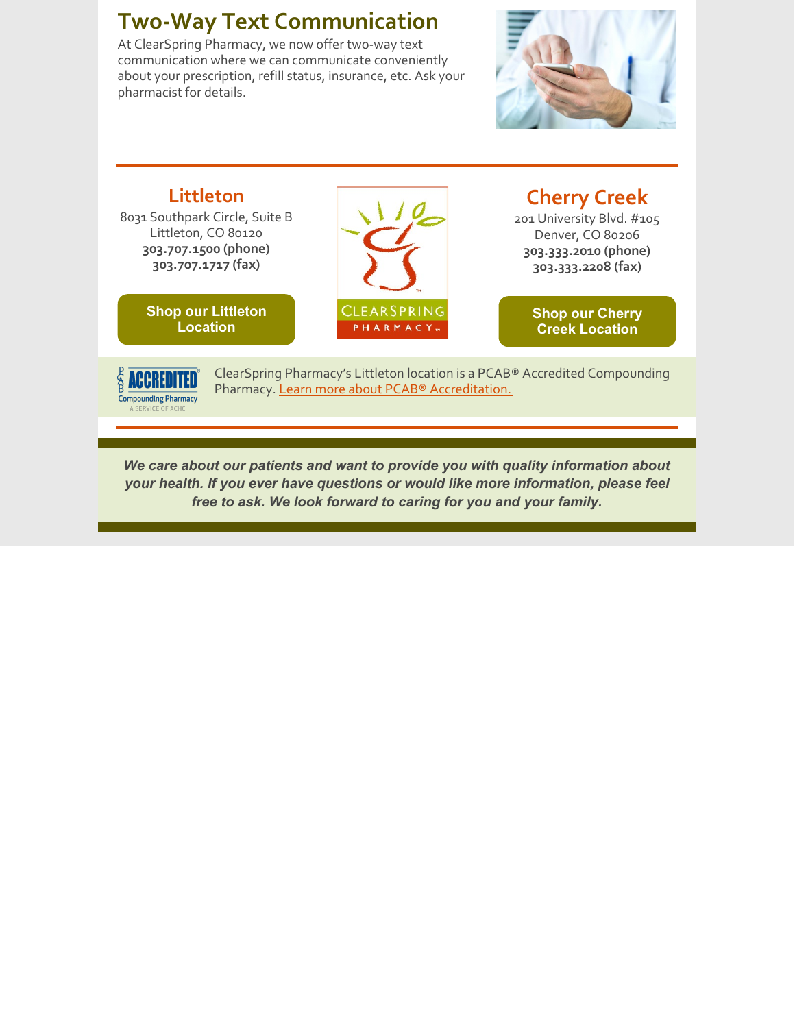## Two-Way Text Communication

At ClearSpring Pharmacy, we now offer two-way text communication where we can communicate conveniently about your prescription, refill status, insurance, etc. Ask your pharmacist for details.

### Littleton

8031 Southpark Circle, Suite B
Littleton, CO 80120
**303.707.1500 (phone)**
**303.707.1717 (fax)**

**Shop our Littleton Location**

### Cherry Creek

201 University Blvd. #105
Denver, CO 80206
**303.333.2010 (phone)**
**303.333.2208 (fax)**

**Shop our Cherry Creek Location**

ClearSpring Pharmacy's Littleton location is a PCAB® Accredited Compounding Pharmacy. [Learn more about PCAB® Accreditation.]

***We care about our patients and want to provide you with quality information about your health. If you ever have questions or would like more information, please feel free to ask. We look forward to caring for you and your family.***